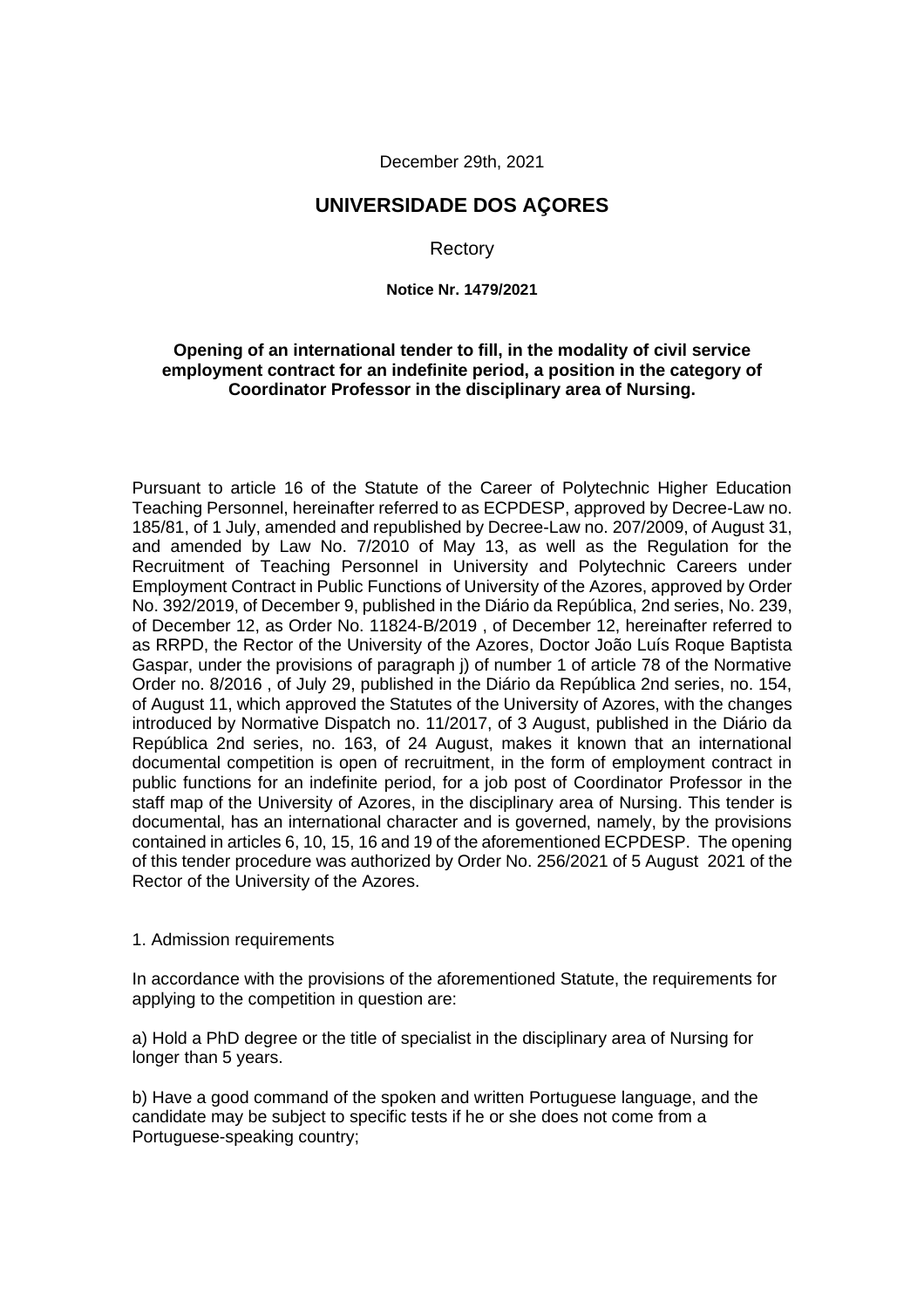December 29th, 2021

# UNIVERSIDADE DOS AÇORES

Rectory

**Notice Nr. 1479/2021**

**Opening of an international tender to fill, in the modality of civil service employment contract for an indefinite period, a position in the category of Coordinator Professor in the disciplinary area of Nursing.**

Pursuant to article 16 of the Statute of the Career of Polytechnic Higher Education Teaching Personnel, hereinafter referred to as ECPDESP, approved by Decree-Law no. 185/81, of 1 July, amended and republished by Decree-Law no. 207/2009, of August 31, and amended by Law No. 7/2010 of May 13, as well as the Regulation for the Recruitment of Teaching Personnel in University and Polytechnic Careers under Employment Contract in Public Functions of University of the Azores, approved by Order No. 392/2019, of December 9, published in the Diário da República, 2nd series, No. 239, of December 12, as Order No. 11824-B/2019 , of December 12, hereinafter referred to as RRPD, the Rector of the University of the Azores, Doctor João Luís Roque Baptista Gaspar, under the provisions of paragraph j) of number 1 of article 78 of the Normative Order no. 8/2016 , of July 29, published in the Diário da República 2nd series, no. 154, of August 11, which approved the Statutes of the University of Azores, with the changes introduced by Normative Dispatch no. 11/2017, of 3 August, published in the Diário da República 2nd series, no. 163, of 24 August, makes it known that an international documental competition is open of recruitment, in the form of employment contract in public functions for an indefinite period, for a job post of Coordinator Professor in the staff map of the University of Azores, in the disciplinary area of Nursing. This tender is documental, has an international character and is governed, namely, by the provisions contained in articles 6, 10, 15, 16 and 19 of the aforementioned ECPDESP. The opening of this tender procedure was authorized by Order No. 256/2021 of 5 August 2021 of the Rector of the University of the Azores.

1. Admission requirements

In accordance with the provisions of the aforementioned Statute, the requirements for applying to the competition in question are:

a) Hold a PhD degree or the title of specialist in the disciplinary area of Nursing for longer than 5 years.

b) Have a good command of the spoken and written Portuguese language, and the candidate may be subject to specific tests if he or she does not come from a Portuguese-speaking country;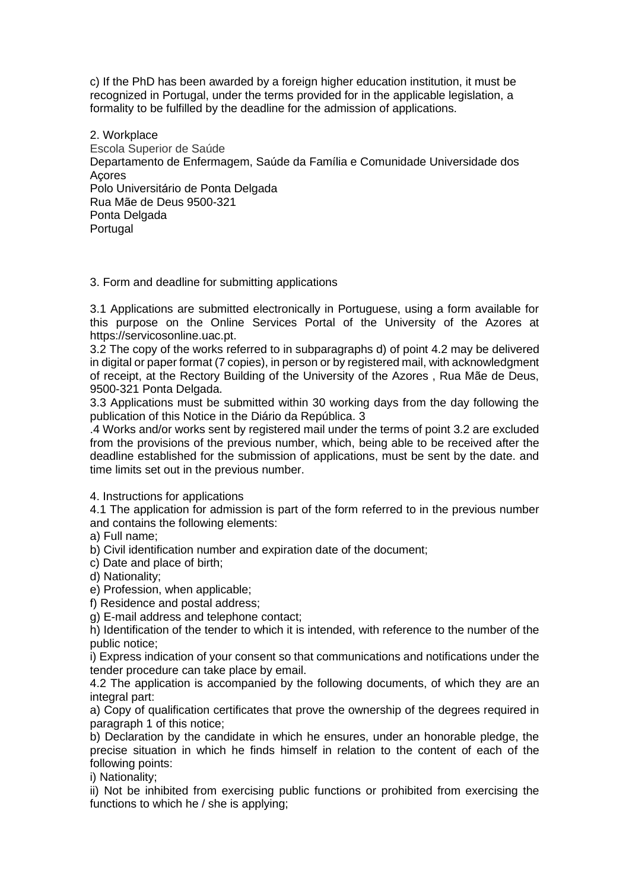c) If the PhD has been awarded by a foreign higher education institution, it must be recognized in Portugal, under the terms provided for in the applicable legislation, a formality to be fulfilled by the deadline for the admission of applications.

2. Workplace

Escola Superior de Saúde
Departamento de Enfermagem, Saúde da Família e Comunidade Universidade dos Açores
Polo Universitário de Ponta Delgada
Rua Mãe de Deus 9500-321
Ponta Delgada
Portugal

3. Form and deadline for submitting applications

3.1 Applications are submitted electronically in Portuguese, using a form available for this purpose on the Online Services Portal of the University of the Azores at https://servicosonline.uac.pt.

3.2 The copy of the works referred to in subparagraphs d) of point 4.2 may be delivered in digital or paper format (7 copies), in person or by registered mail, with acknowledgment of receipt, at the Rectory Building of the University of the Azores , Rua Mãe de Deus, 9500-321 Ponta Delgada.

3.3 Applications must be submitted within 30 working days from the day following the publication of this Notice in the Diário da República. 3

.4 Works and/or works sent by registered mail under the terms of point 3.2 are excluded from the provisions of the previous number, which, being able to be received after the deadline established for the submission of applications, must be sent by the date. and time limits set out in the previous number.

4. Instructions for applications

4.1 The application for admission is part of the form referred to in the previous number and contains the following elements:

a) Full name;

b) Civil identification number and expiration date of the document;

c) Date and place of birth;

d) Nationality;

e) Profession, when applicable;

f) Residence and postal address;

g) E-mail address and telephone contact;

h) Identification of the tender to which it is intended, with reference to the number of the public notice;

i) Express indication of your consent so that communications and notifications under the tender procedure can take place by email.

4.2 The application is accompanied by the following documents, of which they are an integral part:

a) Copy of qualification certificates that prove the ownership of the degrees required in paragraph 1 of this notice;

b) Declaration by the candidate in which he ensures, under an honorable pledge, the precise situation in which he finds himself in relation to the content of each of the following points:

i) Nationality;

ii) Not be inhibited from exercising public functions or prohibited from exercising the functions to which he / she is applying;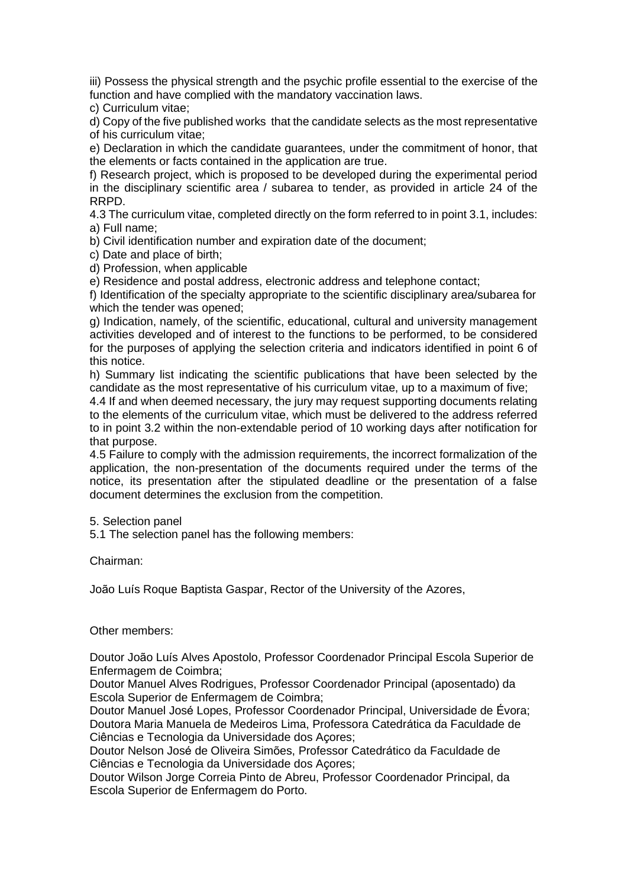iii) Possess the physical strength and the psychic profile essential to the exercise of the function and have complied with the mandatory vaccination laws.

c) Curriculum vitae;

d) Copy of the five published works that the candidate selects as the most representative of his curriculum vitae;

e) Declaration in which the candidate guarantees, under the commitment of honor, that the elements or facts contained in the application are true.

f) Research project, which is proposed to be developed during the experimental period in the disciplinary scientific area / subarea to tender, as provided in article 24 of the RRPD.

4.3 The curriculum vitae, completed directly on the form referred to in point 3.1, includes:

a) Full name;

b) Civil identification number and expiration date of the document;

c) Date and place of birth;

d) Profession, when applicable

e) Residence and postal address, electronic address and telephone contact;

f) Identification of the specialty appropriate to the scientific disciplinary area/subarea for which the tender was opened;

g) Indication, namely, of the scientific, educational, cultural and university management activities developed and of interest to the functions to be performed, to be considered for the purposes of applying the selection criteria and indicators identified in point 6 of this notice.

h) Summary list indicating the scientific publications that have been selected by the candidate as the most representative of his curriculum vitae, up to a maximum of five;

4.4 If and when deemed necessary, the jury may request supporting documents relating to the elements of the curriculum vitae, which must be delivered to the address referred to in point 3.2 within the non-extendable period of 10 working days after notification for that purpose.

4.5 Failure to comply with the admission requirements, the incorrect formalization of the application, the non-presentation of the documents required under the terms of the notice, its presentation after the stipulated deadline or the presentation of a false document determines the exclusion from the competition.

5. Selection panel

5.1 The selection panel has the following members:

Chairman:

João Luís Roque Baptista Gaspar, Rector of the University of the Azores,

Other members:

Doutor João Luís Alves Apostolo, Professor Coordenador Principal Escola Superior de Enfermagem de Coimbra;

Doutor Manuel Alves Rodrigues, Professor Coordenador Principal (aposentado) da Escola Superior de Enfermagem de Coimbra;

Doutor Manuel José Lopes, Professor Coordenador Principal, Universidade de Évora;

Doutora Maria Manuela de Medeiros Lima, Professora Catedrática da Faculdade de Ciências e Tecnologia da Universidade dos Açores;

Doutor Nelson José de Oliveira Simões, Professor Catedrático da Faculdade de Ciências e Tecnologia da Universidade dos Açores;

Doutor Wilson Jorge Correia Pinto de Abreu, Professor Coordenador Principal, da Escola Superior de Enfermagem do Porto.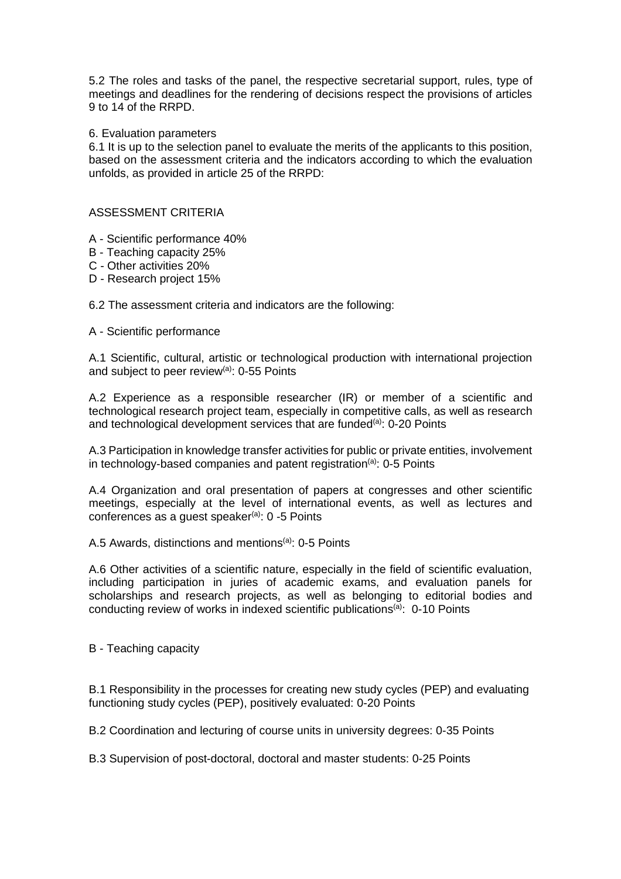5.2 The roles and tasks of the panel, the respective secretarial support, rules, type of meetings and deadlines for the rendering of decisions respect the provisions of articles 9 to 14 of the RRPD.

6. Evaluation parameters

6.1 It is up to the selection panel to evaluate the merits of the applicants to this position, based on the assessment criteria and the indicators according to which the evaluation unfolds, as provided in article 25 of the RRPD:

ASSESSMENT CRITERIA

A - Scientific performance 40%
B - Teaching capacity 25%
C - Other activities 20%
D - Research project 15%

6.2 The assessment criteria and indicators are the following:

A - Scientific performance

A.1 Scientific, cultural, artistic or technological production with international projection and subject to peer review[(a)]: 0-55 Points

A.2 Experience as a responsible researcher (IR) or member of a scientific and technological research project team, especially in competitive calls, as well as research and technological development services that are funded[(a)]: 0-20 Points

A.3 Participation in knowledge transfer activities for public or private entities, involvement in technology-based companies and patent registration[(a)]: 0-5 Points

A.4 Organization and oral presentation of papers at congresses and other scientific meetings, especially at the level of international events, as well as lectures and conferences as a guest speaker[(a)]: 0 -5 Points

A.5 Awards, distinctions and mentions[(a)]: 0-5 Points

A.6 Other activities of a scientific nature, especially in the field of scientific evaluation, including participation in juries of academic exams, and evaluation panels for scholarships and research projects, as well as belonging to editorial bodies and conducting review of works in indexed scientific publications[(a)]: 0-10 Points

B - Teaching capacity

B.1 Responsibility in the processes for creating new study cycles (PEP) and evaluating functioning study cycles (PEP), positively evaluated: 0-20 Points

B.2 Coordination and lecturing of course units in university degrees: 0-35 Points

B.3 Supervision of post-doctoral, doctoral and master students: 0-25 Points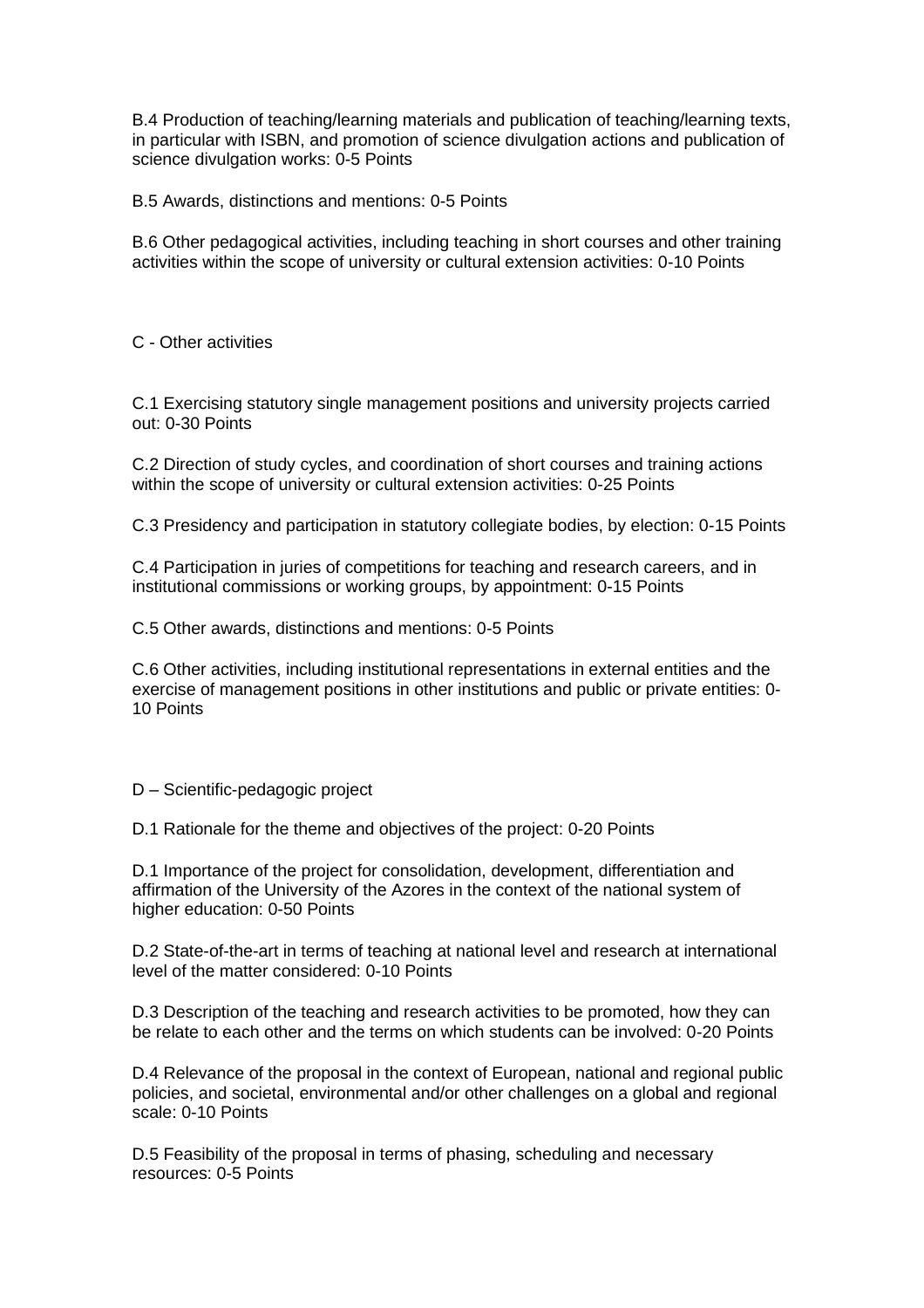B.4 Production of teaching/learning materials and publication of teaching/learning texts, in particular with ISBN, and promotion of science divulgation actions and publication of science divulgation works: 0-5 Points

B.5 Awards, distinctions and mentions: 0-5 Points

B.6 Other pedagogical activities, including teaching in short courses and other training activities within the scope of university or cultural extension activities: 0-10 Points

C - Other activities

C.1 Exercising statutory single management positions and university projects carried out: 0-30 Points

C.2 Direction of study cycles, and coordination of short courses and training actions within the scope of university or cultural extension activities: 0-25 Points

C.3 Presidency and participation in statutory collegiate bodies, by election: 0-15 Points

C.4 Participation in juries of competitions for teaching and research careers, and in institutional commissions or working groups, by appointment: 0-15 Points

C.5 Other awards, distinctions and mentions: 0-5 Points

C.6 Other activities, including institutional representations in external entities and the exercise of management positions in other institutions and public or private entities: 0-10 Points

D – Scientific-pedagogic project

D.1 Rationale for the theme and objectives of the project: 0-20 Points

D.1 Importance of the project for consolidation, development, differentiation and affirmation of the University of the Azores in the context of the national system of higher education: 0-50 Points

D.2 State-of-the-art in terms of teaching at national level and research at international level of the matter considered: 0-10 Points

D.3 Description of the teaching and research activities to be promoted, how they can be relate to each other and the terms on which students can be involved: 0-20 Points

D.4 Relevance of the proposal in the context of European, national and regional public policies, and societal, environmental and/or other challenges on a global and regional scale: 0-10 Points

D.5 Feasibility of the proposal in terms of phasing, scheduling and necessary resources: 0-5 Points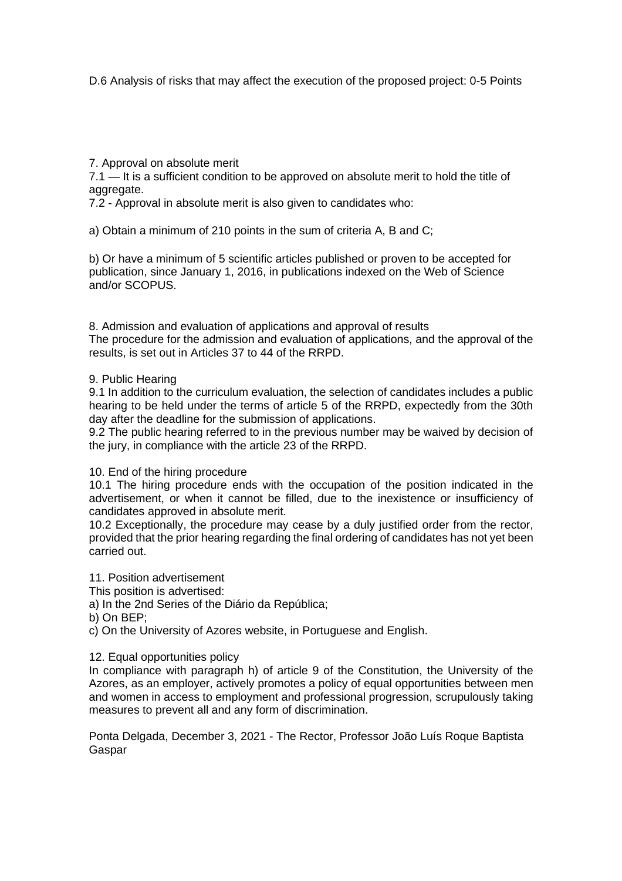D.6 Analysis of risks that may affect the execution of the proposed project: 0-5 Points

7. Approval on absolute merit

7.1 — It is a sufficient condition to be approved on absolute merit to hold the title of aggregate.

7.2 - Approval in absolute merit is also given to candidates who:

a) Obtain a minimum of 210 points in the sum of criteria A, B and C;

b) Or have a minimum of 5 scientific articles published or proven to be accepted for publication, since January 1, 2016, in publications indexed on the Web of Science and/or SCOPUS.

8. Admission and evaluation of applications and approval of results

The procedure for the admission and evaluation of applications, and the approval of the results, is set out in Articles 37 to 44 of the RRPD.

9. Public Hearing

9.1 In addition to the curriculum evaluation, the selection of candidates includes a public hearing to be held under the terms of article 5 of the RRPD, expectedly from the 30th day after the deadline for the submission of applications.

9.2 The public hearing referred to in the previous number may be waived by decision of the jury, in compliance with the article 23 of the RRPD.

10. End of the hiring procedure

10.1 The hiring procedure ends with the occupation of the position indicated in the advertisement, or when it cannot be filled, due to the inexistence or insufficiency of candidates approved in absolute merit.

10.2 Exceptionally, the procedure may cease by a duly justified order from the rector, provided that the prior hearing regarding the final ordering of candidates has not yet been carried out.

11. Position advertisement

This position is advertised:

a) In the 2nd Series of the Diário da República;

b) On BEP;

c) On the University of Azores website, in Portuguese and English.

12. Equal opportunities policy

In compliance with paragraph h) of article 9 of the Constitution, the University of the Azores, as an employer, actively promotes a policy of equal opportunities between men and women in access to employment and professional progression, scrupulously taking measures to prevent all and any form of discrimination.

Ponta Delgada, December 3, 2021 - The Rector, Professor João Luís Roque Baptista Gaspar